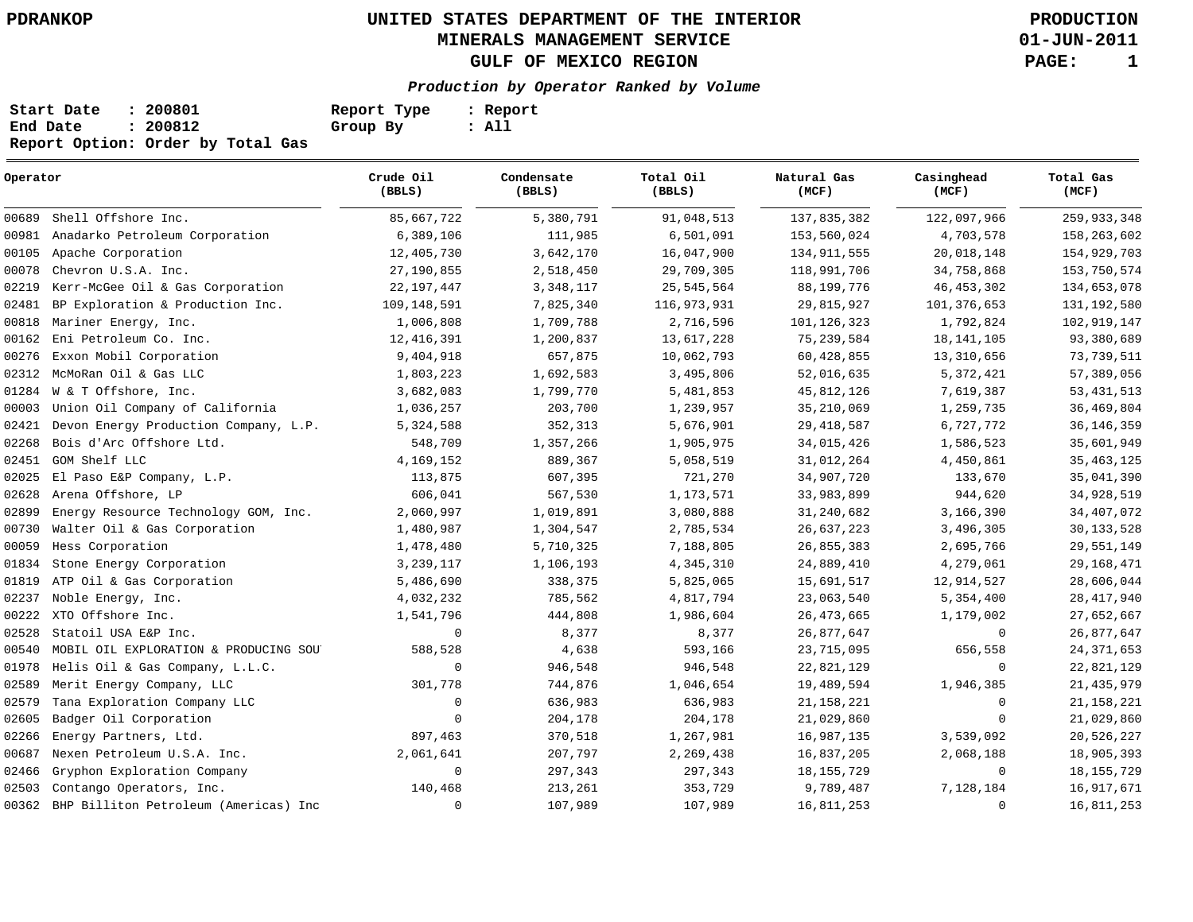# UNITED STATES DEPARTMENT OF THE INTERIOR
## MINERALS MANAGEMENT SERVICE
## GULF OF MEXICO REGION

PDRANKOP — PRODUCTION — 01-JUN-2011

***Production by Operator Ranked by Volume***

**Start Date : 200801** — **Report Type : Report**
**End Date : 200812** — **Group By : All**
**Report Option: Order by Total Gas**

| Operator | | Crude Oil (BBLS) | Condensate (BBLS) | Total Oil (BBLS) | Natural Gas (MCF) | Casinghead (MCF) | Total Gas (MCF) |
|---|---|---|---|---|---|---|---|
| 00689 | Shell Offshore Inc. | 85,667,722 | 5,380,791 | 91,048,513 | 137,835,382 | 122,097,966 | 259,933,348 |
| 00981 | Anadarko Petroleum Corporation | 6,389,106 | 111,985 | 6,501,091 | 153,560,024 | 4,703,578 | 158,263,602 |
| 00105 | Apache Corporation | 12,405,730 | 3,642,170 | 16,047,900 | 134,911,555 | 20,018,148 | 154,929,703 |
| 00078 | Chevron U.S.A. Inc. | 27,190,855 | 2,518,450 | 29,709,305 | 118,991,706 | 34,758,868 | 153,750,574 |
| 02219 | Kerr-McGee Oil & Gas Corporation | 22,197,447 | 3,348,117 | 25,545,564 | 88,199,776 | 46,453,302 | 134,653,078 |
| 02481 | BP Exploration & Production Inc. | 109,148,591 | 7,825,340 | 116,973,931 | 29,815,927 | 101,376,653 | 131,192,580 |
| 00818 | Mariner Energy, Inc. | 1,006,808 | 1,709,788 | 2,716,596 | 101,126,323 | 1,792,824 | 102,919,147 |
| 00162 | Eni Petroleum Co. Inc. | 12,416,391 | 1,200,837 | 13,617,228 | 75,239,584 | 18,141,105 | 93,380,689 |
| 00276 | Exxon Mobil Corporation | 9,404,918 | 657,875 | 10,062,793 | 60,428,855 | 13,310,656 | 73,739,511 |
| 02312 | McMoRan Oil & Gas LLC | 1,803,223 | 1,692,583 | 3,495,806 | 52,016,635 | 5,372,421 | 57,389,056 |
| 01284 | W & T Offshore, Inc. | 3,682,083 | 1,799,770 | 5,481,853 | 45,812,126 | 7,619,387 | 53,431,513 |
| 00003 | Union Oil Company of California | 1,036,257 | 203,700 | 1,239,957 | 35,210,069 | 1,259,735 | 36,469,804 |
| 02421 | Devon Energy Production Company, L.P. | 5,324,588 | 352,313 | 5,676,901 | 29,418,587 | 6,727,772 | 36,146,359 |
| 02268 | Bois d'Arc Offshore Ltd. | 548,709 | 1,357,266 | 1,905,975 | 34,015,426 | 1,586,523 | 35,601,949 |
| 02451 | GOM Shelf LLC | 4,169,152 | 889,367 | 5,058,519 | 31,012,264 | 4,450,861 | 35,463,125 |
| 02025 | El Paso E&P Company, L.P. | 113,875 | 607,395 | 721,270 | 34,907,720 | 133,670 | 35,041,390 |
| 02628 | Arena Offshore, LP | 606,041 | 567,530 | 1,173,571 | 33,983,899 | 944,620 | 34,928,519 |
| 02899 | Energy Resource Technology GOM, Inc. | 2,060,997 | 1,019,891 | 3,080,888 | 31,240,682 | 3,166,390 | 34,407,072 |
| 00730 | Walter Oil & Gas Corporation | 1,480,987 | 1,304,547 | 2,785,534 | 26,637,223 | 3,496,305 | 30,133,528 |
| 00059 | Hess Corporation | 1,478,480 | 5,710,325 | 7,188,805 | 26,855,383 | 2,695,766 | 29,551,149 |
| 01834 | Stone Energy Corporation | 3,239,117 | 1,106,193 | 4,345,310 | 24,889,410 | 4,279,061 | 29,168,471 |
| 01819 | ATP Oil & Gas Corporation | 5,486,690 | 338,375 | 5,825,065 | 15,691,517 | 12,914,527 | 28,606,044 |
| 02237 | Noble Energy, Inc. | 4,032,232 | 785,562 | 4,817,794 | 23,063,540 | 5,354,400 | 28,417,940 |
| 00222 | XTO Offshore Inc. | 1,541,796 | 444,808 | 1,986,604 | 26,473,665 | 1,179,002 | 27,652,667 |
| 02528 | Statoil USA E&P Inc. | 0 | 8,377 | 8,377 | 26,877,647 | 0 | 26,877,647 |
| 00540 | MOBIL OIL EXPLORATION & PRODUCING SOU | 588,528 | 4,638 | 593,166 | 23,715,095 | 656,558 | 24,371,653 |
| 01978 | Helis Oil & Gas Company, L.L.C. | 0 | 946,548 | 946,548 | 22,821,129 | 0 | 22,821,129 |
| 02589 | Merit Energy Company, LLC | 301,778 | 744,876 | 1,046,654 | 19,489,594 | 1,946,385 | 21,435,979 |
| 02579 | Tana Exploration Company LLC | 0 | 636,983 | 636,983 | 21,158,221 | 0 | 21,158,221 |
| 02605 | Badger Oil Corporation | 0 | 204,178 | 204,178 | 21,029,860 | 0 | 21,029,860 |
| 02266 | Energy Partners, Ltd. | 897,463 | 370,518 | 1,267,981 | 16,987,135 | 3,539,092 | 20,526,227 |
| 00687 | Nexen Petroleum U.S.A. Inc. | 2,061,641 | 207,797 | 2,269,438 | 16,837,205 | 2,068,188 | 18,905,393 |
| 02466 | Gryphon Exploration Company | 0 | 297,343 | 297,343 | 18,155,729 | 0 | 18,155,729 |
| 02503 | Contango Operators, Inc. | 140,468 | 213,261 | 353,729 | 9,789,487 | 7,128,184 | 16,917,671 |
| 00362 | BHP Billiton Petroleum (Americas) Inc | 0 | 107,989 | 107,989 | 16,811,253 | 0 | 16,811,253 |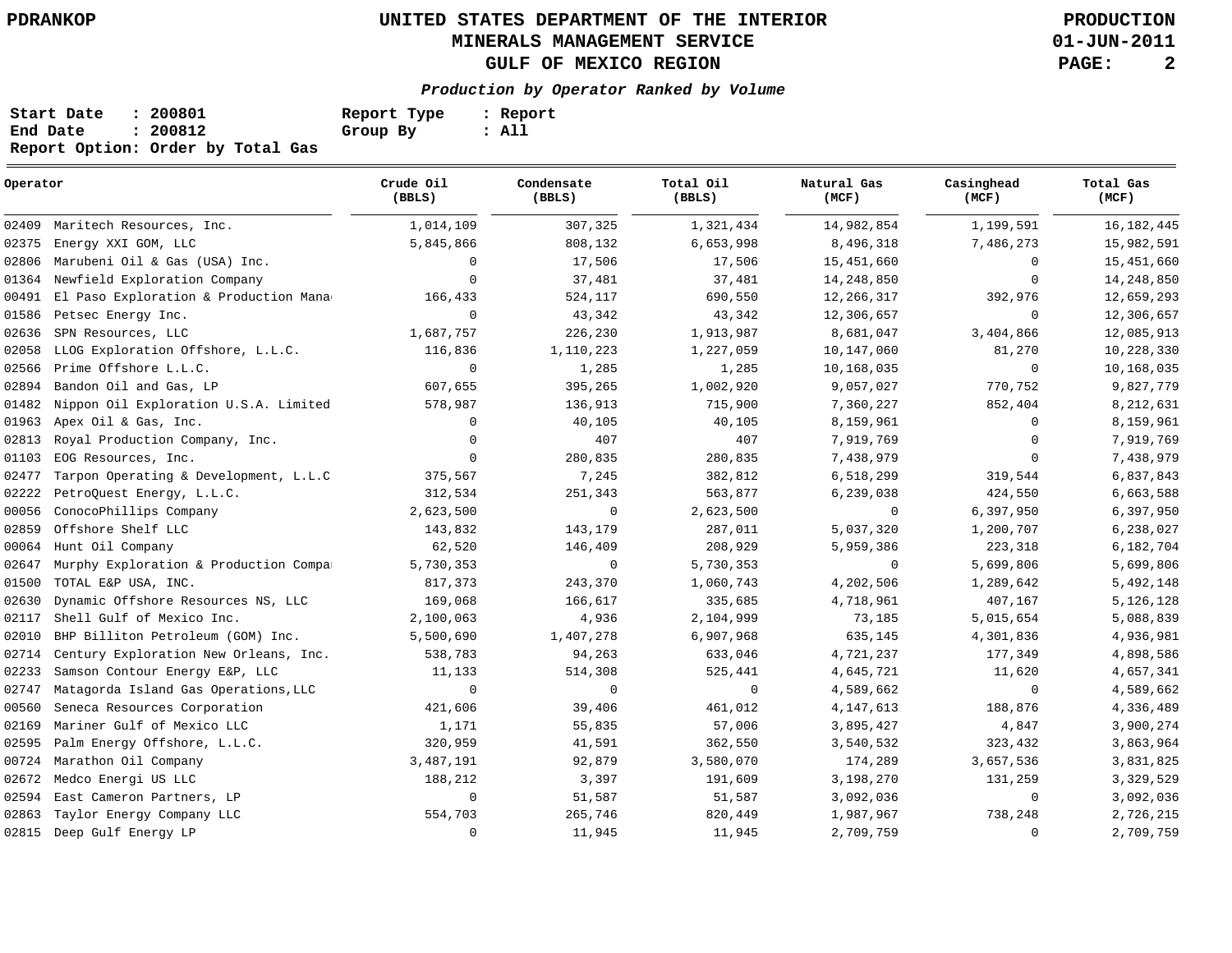# UNITED STATES DEPARTMENT OF THE INTERIOR
## MINERALS MANAGEMENT SERVICE
## GULF OF MEXICO REGION

PDRANKOP — PRODUCTION — 01-JUN-2011

***Production by Operator Ranked by Volume***

**Start Date : 200801** &nbsp;&nbsp;&nbsp; **Report Type : Report**
**End Date : 200812** &nbsp;&nbsp;&nbsp; **Group By : All**
**Report Option: Order by Total Gas**

| Operator | | Crude Oil (BBLS) | Condensate (BBLS) | Total Oil (BBLS) | Natural Gas (MCF) | Casinghead (MCF) | Total Gas (MCF) |
|---|---|---|---|---|---|---|---|
| 02409 | Maritech Resources, Inc. | 1,014,109 | 307,325 | 1,321,434 | 14,982,854 | 1,199,591 | 16,182,445 |
| 02375 | Energy XXI GOM, LLC | 5,845,866 | 808,132 | 6,653,998 | 8,496,318 | 7,486,273 | 15,982,591 |
| 02806 | Marubeni Oil & Gas (USA) Inc. | 0 | 17,506 | 17,506 | 15,451,660 | 0 | 15,451,660 |
| 01364 | Newfield Exploration Company | 0 | 37,481 | 37,481 | 14,248,850 | 0 | 14,248,850 |
| 00491 | El Paso Exploration & Production Mana | 166,433 | 524,117 | 690,550 | 12,266,317 | 392,976 | 12,659,293 |
| 01586 | Petsec Energy Inc. | 0 | 43,342 | 43,342 | 12,306,657 | 0 | 12,306,657 |
| 02636 | SPN Resources, LLC | 1,687,757 | 226,230 | 1,913,987 | 8,681,047 | 3,404,866 | 12,085,913 |
| 02058 | LLOG Exploration Offshore, L.L.C. | 116,836 | 1,110,223 | 1,227,059 | 10,147,060 | 81,270 | 10,228,330 |
| 02566 | Prime Offshore L.L.C. | 0 | 1,285 | 1,285 | 10,168,035 | 0 | 10,168,035 |
| 02894 | Bandon Oil and Gas, LP | 607,655 | 395,265 | 1,002,920 | 9,057,027 | 770,752 | 9,827,779 |
| 01482 | Nippon Oil Exploration U.S.A. Limited | 578,987 | 136,913 | 715,900 | 7,360,227 | 852,404 | 8,212,631 |
| 01963 | Apex Oil & Gas, Inc. | 0 | 40,105 | 40,105 | 8,159,961 | 0 | 8,159,961 |
| 02813 | Royal Production Company, Inc. | 0 | 407 | 407 | 7,919,769 | 0 | 7,919,769 |
| 01103 | EOG Resources, Inc. | 0 | 280,835 | 280,835 | 7,438,979 | 0 | 7,438,979 |
| 02477 | Tarpon Operating & Development, L.L.C | 375,567 | 7,245 | 382,812 | 6,518,299 | 319,544 | 6,837,843 |
| 02222 | PetroQuest Energy, L.L.C. | 312,534 | 251,343 | 563,877 | 6,239,038 | 424,550 | 6,663,588 |
| 00056 | ConocoPhillips Company | 2,623,500 | 0 | 2,623,500 | 0 | 6,397,950 | 6,397,950 |
| 02859 | Offshore Shelf LLC | 143,832 | 143,179 | 287,011 | 5,037,320 | 1,200,707 | 6,238,027 |
| 00064 | Hunt Oil Company | 62,520 | 146,409 | 208,929 | 5,959,386 | 223,318 | 6,182,704 |
| 02647 | Murphy Exploration & Production Compa | 5,730,353 | 0 | 5,730,353 | 0 | 5,699,806 | 5,699,806 |
| 01500 | TOTAL E&P USA, INC. | 817,373 | 243,370 | 1,060,743 | 4,202,506 | 1,289,642 | 5,492,148 |
| 02630 | Dynamic Offshore Resources NS, LLC | 169,068 | 166,617 | 335,685 | 4,718,961 | 407,167 | 5,126,128 |
| 02117 | Shell Gulf of Mexico Inc. | 2,100,063 | 4,936 | 2,104,999 | 73,185 | 5,015,654 | 5,088,839 |
| 02010 | BHP Billiton Petroleum (GOM) Inc. | 5,500,690 | 1,407,278 | 6,907,968 | 635,145 | 4,301,836 | 4,936,981 |
| 02714 | Century Exploration New Orleans, Inc. | 538,783 | 94,263 | 633,046 | 4,721,237 | 177,349 | 4,898,586 |
| 02233 | Samson Contour Energy E&P, LLC | 11,133 | 514,308 | 525,441 | 4,645,721 | 11,620 | 4,657,341 |
| 02747 | Matagorda Island Gas Operations,LLC | 0 | 0 | 0 | 4,589,662 | 0 | 4,589,662 |
| 00560 | Seneca Resources Corporation | 421,606 | 39,406 | 461,012 | 4,147,613 | 188,876 | 4,336,489 |
| 02169 | Mariner Gulf of Mexico LLC | 1,171 | 55,835 | 57,006 | 3,895,427 | 4,847 | 3,900,274 |
| 02595 | Palm Energy Offshore, L.L.C. | 320,959 | 41,591 | 362,550 | 3,540,532 | 323,432 | 3,863,964 |
| 00724 | Marathon Oil Company | 3,487,191 | 92,879 | 3,580,070 | 174,289 | 3,657,536 | 3,831,825 |
| 02672 | Medco Energi US LLC | 188,212 | 3,397 | 191,609 | 3,198,270 | 131,259 | 3,329,529 |
| 02594 | East Cameron Partners, LP | 0 | 51,587 | 51,587 | 3,092,036 | 0 | 3,092,036 |
| 02863 | Taylor Energy Company LLC | 554,703 | 265,746 | 820,449 | 1,987,967 | 738,248 | 2,726,215 |
| 02815 | Deep Gulf Energy LP | 0 | 11,945 | 11,945 | 2,709,759 | 0 | 2,709,759 |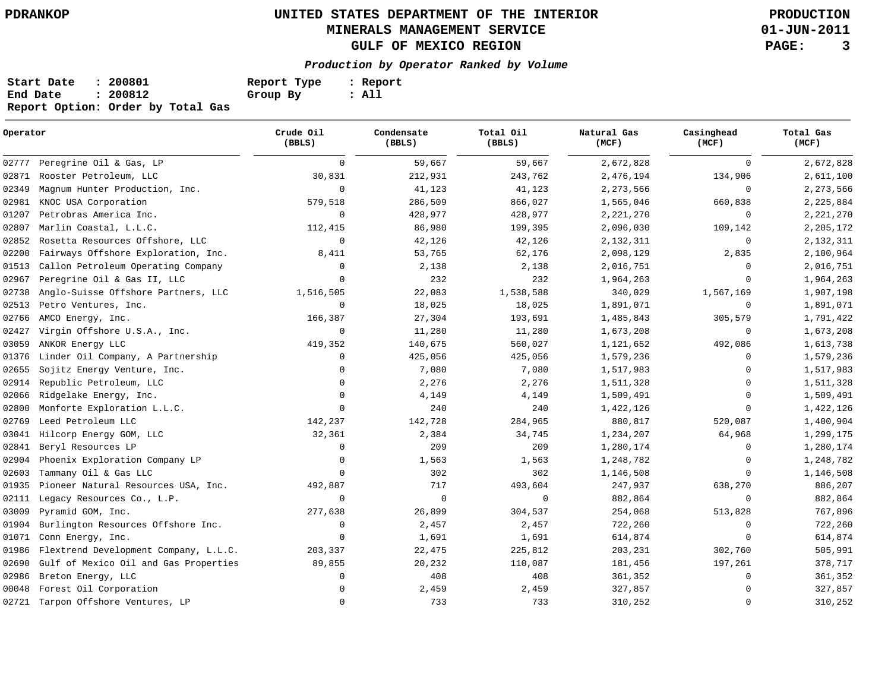# UNITED STATES DEPARTMENT OF THE INTERIOR
## MINERALS MANAGEMENT SERVICE
## GULF OF MEXICO REGION

***Production by Operator Ranked by Volume***

**Start Date : 200801** &nbsp;&nbsp;&nbsp; **Report Type : Report**
**End Date : 200812** &nbsp;&nbsp;&nbsp; **Group By : All**
**Report Option: Order by Total Gas**

| Operator | | Crude Oil (BBLS) | Condensate (BBLS) | Total Oil (BBLS) | Natural Gas (MCF) | Casinghead (MCF) | Total Gas (MCF) |
|---|---|---|---|---|---|---|---|
| 02777 | Peregrine Oil & Gas, LP | 0 | 59,667 | 59,667 | 2,672,828 | 0 | 2,672,828 |
| 02871 | Rooster Petroleum, LLC | 30,831 | 212,931 | 243,762 | 2,476,194 | 134,906 | 2,611,100 |
| 02349 | Magnum Hunter Production, Inc. | 0 | 41,123 | 41,123 | 2,273,566 | 0 | 2,273,566 |
| 02981 | KNOC USA Corporation | 579,518 | 286,509 | 866,027 | 1,565,046 | 660,838 | 2,225,884 |
| 01207 | Petrobras America Inc. | 0 | 428,977 | 428,977 | 2,221,270 | 0 | 2,221,270 |
| 02807 | Marlin Coastal, L.L.C. | 112,415 | 86,980 | 199,395 | 2,096,030 | 109,142 | 2,205,172 |
| 02852 | Rosetta Resources Offshore, LLC | 0 | 42,126 | 42,126 | 2,132,311 | 0 | 2,132,311 |
| 02200 | Fairways Offshore Exploration, Inc. | 8,411 | 53,765 | 62,176 | 2,098,129 | 2,835 | 2,100,964 |
| 01513 | Callon Petroleum Operating Company | 0 | 2,138 | 2,138 | 2,016,751 | 0 | 2,016,751 |
| 02967 | Peregrine Oil & Gas II, LLC | 0 | 232 | 232 | 1,964,263 | 0 | 1,964,263 |
| 02738 | Anglo-Suisse Offshore Partners, LLC | 1,516,505 | 22,083 | 1,538,588 | 340,029 | 1,567,169 | 1,907,198 |
| 02513 | Petro Ventures, Inc. | 0 | 18,025 | 18,025 | 1,891,071 | 0 | 1,891,071 |
| 02766 | AMCO Energy, Inc. | 166,387 | 27,304 | 193,691 | 1,485,843 | 305,579 | 1,791,422 |
| 02427 | Virgin Offshore U.S.A., Inc. | 0 | 11,280 | 11,280 | 1,673,208 | 0 | 1,673,208 |
| 03059 | ANKOR Energy LLC | 419,352 | 140,675 | 560,027 | 1,121,652 | 492,086 | 1,613,738 |
| 01376 | Linder Oil Company, A Partnership | 0 | 425,056 | 425,056 | 1,579,236 | 0 | 1,579,236 |
| 02655 | Sojitz Energy Venture, Inc. | 0 | 7,080 | 7,080 | 1,517,983 | 0 | 1,517,983 |
| 02914 | Republic Petroleum, LLC | 0 | 2,276 | 2,276 | 1,511,328 | 0 | 1,511,328 |
| 02066 | Ridgelake Energy, Inc. | 0 | 4,149 | 4,149 | 1,509,491 | 0 | 1,509,491 |
| 02800 | Monforte Exploration L.L.C. | 0 | 240 | 240 | 1,422,126 | 0 | 1,422,126 |
| 02769 | Leed Petroleum LLC | 142,237 | 142,728 | 284,965 | 880,817 | 520,087 | 1,400,904 |
| 03041 | Hilcorp Energy GOM, LLC | 32,361 | 2,384 | 34,745 | 1,234,207 | 64,968 | 1,299,175 |
| 02841 | Beryl Resources LP | 0 | 209 | 209 | 1,280,174 | 0 | 1,280,174 |
| 02904 | Phoenix Exploration Company LP | 0 | 1,563 | 1,563 | 1,248,782 | 0 | 1,248,782 |
| 02603 | Tammany Oil & Gas LLC | 0 | 302 | 302 | 1,146,508 | 0 | 1,146,508 |
| 01935 | Pioneer Natural Resources USA, Inc. | 492,887 | 717 | 493,604 | 247,937 | 638,270 | 886,207 |
| 02111 | Legacy Resources Co., L.P. | 0 | 0 | 0 | 882,864 | 0 | 882,864 |
| 03009 | Pyramid GOM, Inc. | 277,638 | 26,899 | 304,537 | 254,068 | 513,828 | 767,896 |
| 01904 | Burlington Resources Offshore Inc. | 0 | 2,457 | 2,457 | 722,260 | 0 | 722,260 |
| 01071 | Conn Energy, Inc. | 0 | 1,691 | 1,691 | 614,874 | 0 | 614,874 |
| 01986 | Flextrend Development Company, L.L.C. | 203,337 | 22,475 | 225,812 | 203,231 | 302,760 | 505,991 |
| 02690 | Gulf of Mexico Oil and Gas Properties | 89,855 | 20,232 | 110,087 | 181,456 | 197,261 | 378,717 |
| 02986 | Breton Energy, LLC | 0 | 408 | 408 | 361,352 | 0 | 361,352 |
| 00048 | Forest Oil Corporation | 0 | 2,459 | 2,459 | 327,857 | 0 | 327,857 |
| 02721 | Tarpon Offshore Ventures, LP | 0 | 733 | 733 | 310,252 | 0 | 310,252 |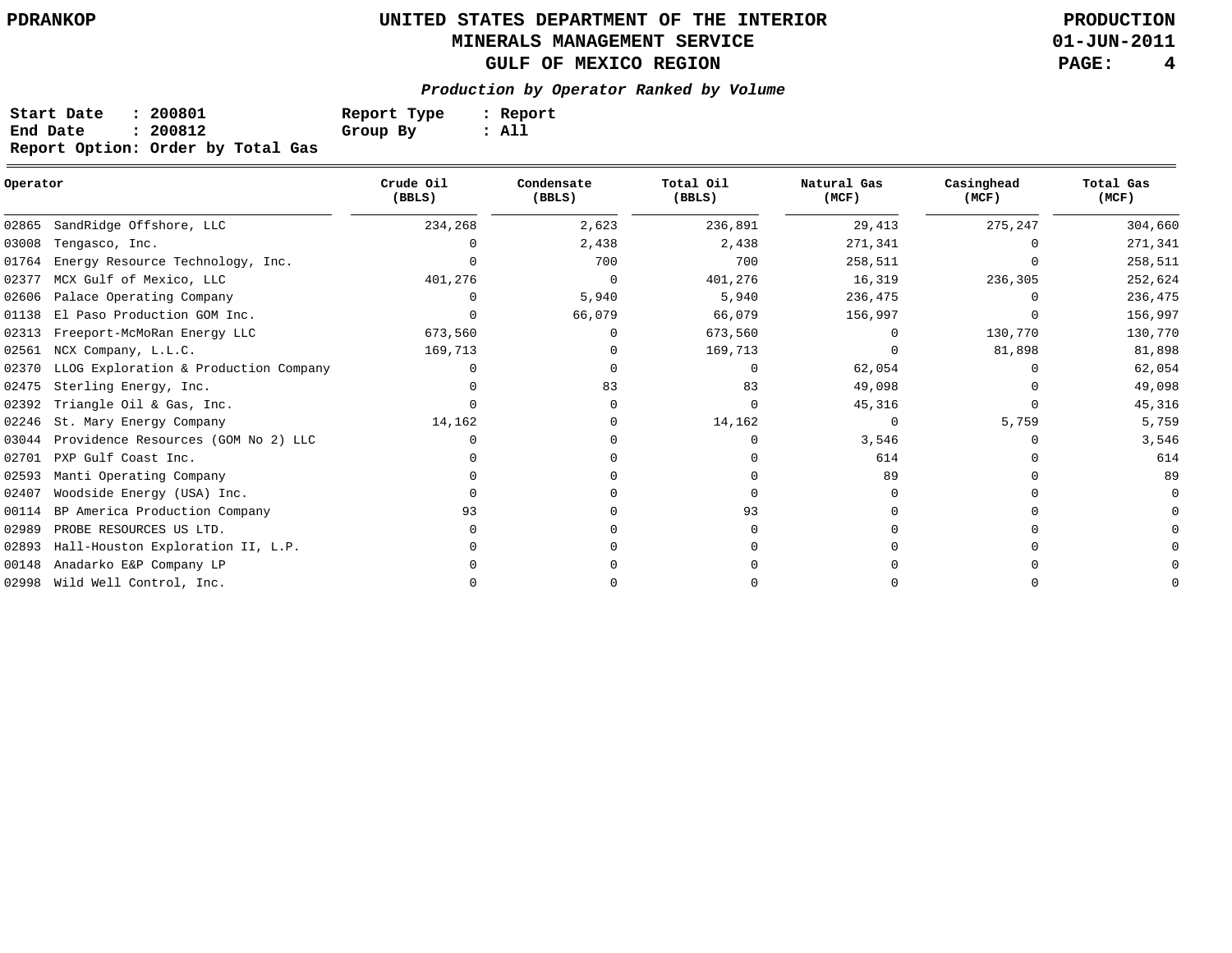PDRANKOP

# UNITED STATES DEPARTMENT OF THE INTERIOR
## MINERALS MANAGEMENT SERVICE
## GULF OF MEXICO REGION

PRODUCTION
01-JUN-2011

***Production by Operator Ranked by Volume***

**Start Date : 200801** **Report Type : Report**
**End Date : 200812** **Group By : All**
**Report Option: Order by Total Gas**

| Operator | Crude Oil (BBLS) | Condensate (BBLS) | Total Oil (BBLS) | Natural Gas (MCF) | Casinghead (MCF) | Total Gas (MCF) |
|---|---|---|---|---|---|---|
| 02865 SandRidge Offshore, LLC | 234,268 | 2,623 | 236,891 | 29,413 | 275,247 | 304,660 |
| 03008 Tengasco, Inc. | 0 | 2,438 | 2,438 | 271,341 | 0 | 271,341 |
| 01764 Energy Resource Technology, Inc. | 0 | 700 | 700 | 258,511 | 0 | 258,511 |
| 02377 MCX Gulf of Mexico, LLC | 401,276 | 0 | 401,276 | 16,319 | 236,305 | 252,624 |
| 02606 Palace Operating Company | 0 | 5,940 | 5,940 | 236,475 | 0 | 236,475 |
| 01138 El Paso Production GOM Inc. | 0 | 66,079 | 66,079 | 156,997 | 0 | 156,997 |
| 02313 Freeport-McMoRan Energy LLC | 673,560 | 0 | 673,560 | 0 | 130,770 | 130,770 |
| 02561 NCX Company, L.L.C. | 169,713 | 0 | 169,713 | 0 | 81,898 | 81,898 |
| 02370 LLOG Exploration & Production Company | 0 | 0 | 0 | 62,054 | 0 | 62,054 |
| 02475 Sterling Energy, Inc. | 0 | 83 | 83 | 49,098 | 0 | 49,098 |
| 02392 Triangle Oil & Gas, Inc. | 0 | 0 | 0 | 45,316 | 0 | 45,316 |
| 02246 St. Mary Energy Company | 14,162 | 0 | 14,162 | 0 | 5,759 | 5,759 |
| 03044 Providence Resources (GOM No 2) LLC | 0 | 0 | 0 | 3,546 | 0 | 3,546 |
| 02701 PXP Gulf Coast Inc. | 0 | 0 | 0 | 614 | 0 | 614 |
| 02593 Manti Operating Company | 0 | 0 | 0 | 89 | 0 | 89 |
| 02407 Woodside Energy (USA) Inc. | 0 | 0 | 0 | 0 | 0 | 0 |
| 00114 BP America Production Company | 93 | 0 | 93 | 0 | 0 | 0 |
| 02989 PROBE RESOURCES US LTD. | 0 | 0 | 0 | 0 | 0 | 0 |
| 02893 Hall-Houston Exploration II, L.P. | 0 | 0 | 0 | 0 | 0 | 0 |
| 00148 Anadarko E&P Company LP | 0 | 0 | 0 | 0 | 0 | 0 |
| 02998 Wild Well Control, Inc. | 0 | 0 | 0 | 0 | 0 | 0 |